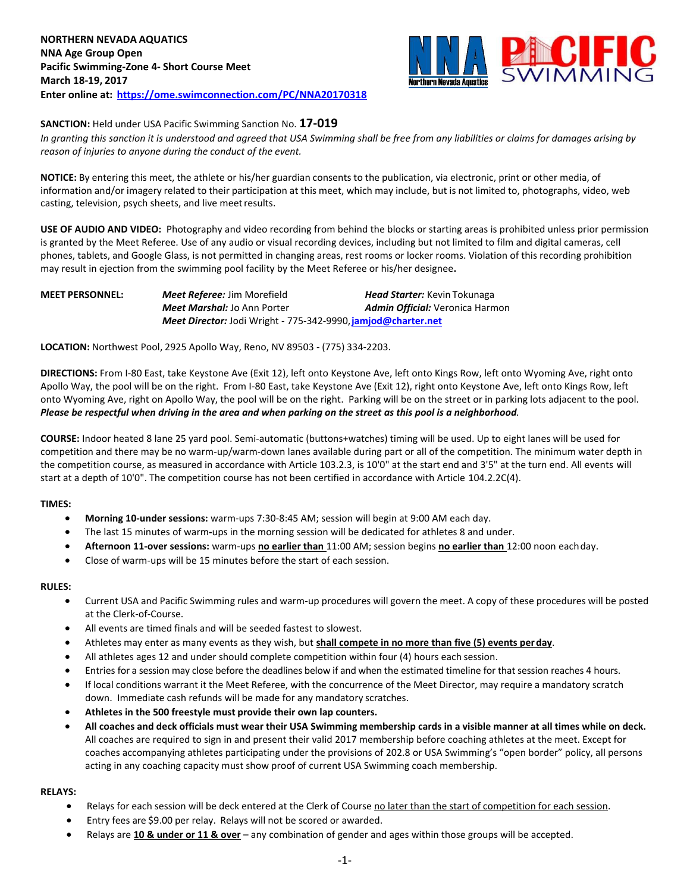**NORTHERN NEVADA AQUATICS**
**NNA Age Group Open**
**Pacific Swimming-Zone 4- Short Course Meet**
**March 18-19, 2017**
**Enter online at: https://ome.swimconnection.com/PC/NNA20170318**

**SANCTION:** Held under USA Pacific Swimming Sanction No. **17-019**
*In granting this sanction it is understood and agreed that USA Swimming shall be free from any liabilities or claims for damages arising by reason of injuries to anyone during the conduct of the event.*

**NOTICE:** By entering this meet, the athlete or his/her guardian consents to the publication, via electronic, print or other media, of information and/or imagery related to their participation at this meet, which may include, but is not limited to, photographs, video, web casting, television, psych sheets, and live meet results.

**USE OF AUDIO AND VIDEO:** Photography and video recording from behind the blocks or starting areas is prohibited unless prior permission is granted by the Meet Referee. Use of any audio or visual recording devices, including but not limited to film and digital cameras, cell phones, tablets, and Google Glass, is not permitted in changing areas, rest rooms or locker rooms. Violation of this recording prohibition may result in ejection from the swimming pool facility by the Meet Referee or his/her designee**.**

**MEET PERSONNEL:**
***Meet Referee:*** Jim Morefield
***Head Starter:*** Kevin Tokunaga
***Meet Marshal:*** Jo Ann Porter
***Admin Official:*** Veronica Harmon
***Meet Director:*** Jodi Wright - 775-342-9990, **jamjod@charter.net**

**LOCATION:** Northwest Pool, 2925 Apollo Way, Reno, NV 89503 - (775) 334-2203.

**DIRECTIONS:** From I-80 East, take Keystone Ave (Exit 12), left onto Keystone Ave, left onto Kings Row, left onto Wyoming Ave, right onto Apollo Way, the pool will be on the right. From I-80 East, take Keystone Ave (Exit 12), right onto Keystone Ave, left onto Kings Row, left onto Wyoming Ave, right on Apollo Way, the pool will be on the right. Parking will be on the street or in parking lots adjacent to the pool. ***Please be respectful when driving in the area and when parking on the street as this pool is a neighborhood****.*

**COURSE:** Indoor heated 8 lane 25 yard pool. Semi-automatic (buttons+watches) timing will be used. Up to eight lanes will be used for competition and there may be no warm-up/warm-down lanes available during part or all of the competition. The minimum water depth in the competition course, as measured in accordance with Article 103.2.3, is 10'0" at the start end and 3'5" at the turn end. All events will start at a depth of 10'0". The competition course has not been certified in accordance with Article 104.2.2C(4).

**TIMES:**

- **Morning 10-under sessions:** warm-ups 7:30-8:45 AM; session will begin at 9:00 AM each day.
- The last 15 minutes of warm**-**ups in the morning session will be dedicated for athletes 8 and under.
- **Afternoon 11-over sessions:** warm-ups **no earlier than** 11:00 AM; session begins **no earlier than** 12:00 noon each day.
- Close of warm-ups will be 15 minutes before the start of each session.

**RULES:**

- Current USA and Pacific Swimming rules and warm-up procedures will govern the meet. A copy of these procedures will be posted at the Clerk-of-Course.
- All events are timed finals and will be seeded fastest to slowest.
- Athletes may enter as many events as they wish, but **shall compete in no more than five (5) events per day**.
- All athletes ages 12 and under should complete competition within four (4) hours each session.
- Entries for a session may close before the deadlines below if and when the estimated timeline for that session reaches 4 hours.
- If local conditions warrant it the Meet Referee, with the concurrence of the Meet Director, may require a mandatory scratch down. Immediate cash refunds will be made for any mandatory scratches.
- **Athletes in the 500 freestyle must provide their own lap counters.**
- **All coaches and deck officials must wear their USA Swimming membership cards in a visible manner at all times while on deck.** All coaches are required to sign in and present their valid 2017 membership before coaching athletes at the meet. Except for coaches accompanying athletes participating under the provisions of 202.8 or USA Swimming's "open border" policy, all persons acting in any coaching capacity must show proof of current USA Swimming coach membership.

**RELAYS:**

- Relays for each session will be deck entered at the Clerk of Course no later than the start of competition for each session.
- Entry fees are $9.00 per relay. Relays will not be scored or awarded.
- Relays are **10 & under or 11 & over** – any combination of gender and ages within those groups will be accepted.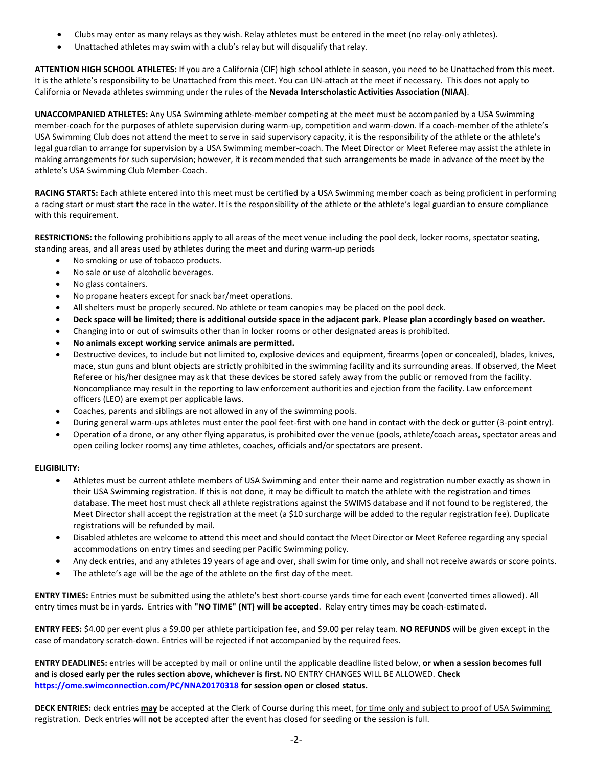- Clubs may enter as many relays as they wish. Relay athletes must be entered in the meet (no relay-only athletes).
- Unattached athletes may swim with a club's relay but will disqualify that relay.

**ATTENTION HIGH SCHOOL ATHLETES:** If you are a California (CIF) high school athlete in season, you need to be Unattached from this meet. It is the athlete's responsibility to be Unattached from this meet. You can UN-attach at the meet if necessary. This does not apply to California or Nevada athletes swimming under the rules of the **Nevada Interscholastic Activities Association (NIAA)**.

**UNACCOMPANIED ATHLETES:** Any USA Swimming athlete-member competing at the meet must be accompanied by a USA Swimming member-coach for the purposes of athlete supervision during warm-up, competition and warm-down. If a coach-member of the athlete's USA Swimming Club does not attend the meet to serve in said supervisory capacity, it is the responsibility of the athlete or the athlete's legal guardian to arrange for supervision by a USA Swimming member-coach. The Meet Director or Meet Referee may assist the athlete in making arrangements for such supervision; however, it is recommended that such arrangements be made in advance of the meet by the athlete's USA Swimming Club Member-Coach.

**RACING STARTS:** Each athlete entered into this meet must be certified by a USA Swimming member coach as being proficient in performing a racing start or must start the race in the water. It is the responsibility of the athlete or the athlete's legal guardian to ensure compliance with this requirement.

**RESTRICTIONS:** the following prohibitions apply to all areas of the meet venue including the pool deck, locker rooms, spectator seating, standing areas, and all areas used by athletes during the meet and during warm-up periods

- No smoking or use of tobacco products.
- No sale or use of alcoholic beverages.
- No glass containers.
- No propane heaters except for snack bar/meet operations.
- All shelters must be properly secured. No athlete or team canopies may be placed on the pool deck.
- **Deck space will be limited; there is additional outside space in the adjacent park. Please plan accordingly based on weather.**
- Changing into or out of swimsuits other than in locker rooms or other designated areas is prohibited.
- **No animals except working service animals are permitted.**
- Destructive devices, to include but not limited to, explosive devices and equipment, firearms (open or concealed), blades, knives, mace, stun guns and blunt objects are strictly prohibited in the swimming facility and its surrounding areas. If observed, the Meet Referee or his/her designee may ask that these devices be stored safely away from the public or removed from the facility. Noncompliance may result in the reporting to law enforcement authorities and ejection from the facility. Law enforcement officers (LEO) are exempt per applicable laws.
- Coaches, parents and siblings are not allowed in any of the swimming pools.
- During general warm-ups athletes must enter the pool feet-first with one hand in contact with the deck or gutter (3-point entry).
- Operation of a drone, or any other flying apparatus, is prohibited over the venue (pools, athlete/coach areas, spectator areas and open ceiling locker rooms) any time athletes, coaches, officials and/or spectators are present.

**ELIGIBILITY:**

- Athletes must be current athlete members of USA Swimming and enter their name and registration number exactly as shown in their USA Swimming registration. If this is not done, it may be difficult to match the athlete with the registration and times database. The meet host must check all athlete registrations against the SWIMS database and if not found to be registered, the Meet Director shall accept the registration at the meet (a $10 surcharge will be added to the regular registration fee). Duplicate registrations will be refunded by mail.
- Disabled athletes are welcome to attend this meet and should contact the Meet Director or Meet Referee regarding any special accommodations on entry times and seeding per Pacific Swimming policy.
- Any deck entries, and any athletes 19 years of age and over, shall swim for time only, and shall not receive awards or score points.
- The athlete's age will be the age of the athlete on the first day of the meet.

**ENTRY TIMES:** Entries must be submitted using the athlete's best short-course yards time for each event (converted times allowed). All entry times must be in yards. Entries with **"NO TIME" (NT) will be accepted**. Relay entry times may be coach-estimated.

**ENTRY FEES:** $4.00 per event plus a $9.00 per athlete participation fee, and $9.00 per relay team. **NO REFUNDS** will be given except in the case of mandatory scratch-down. Entries will be rejected if not accompanied by the required fees.

**ENTRY DEADLINES:** entries will be accepted by mail or online until the applicable deadline listed below, **or when a session becomes full and is closed early per the rules section above, whichever is first.** NO ENTRY CHANGES WILL BE ALLOWED. **Check https://ome.swimconnection.com/PC/NNA20170318 for session open or closed status.**

**DECK ENTRIES:** deck entries **may** be accepted at the Clerk of Course during this meet, for time only and subject to proof of USA Swimming registration. Deck entries will **not** be accepted after the event has closed for seeding or the session is full.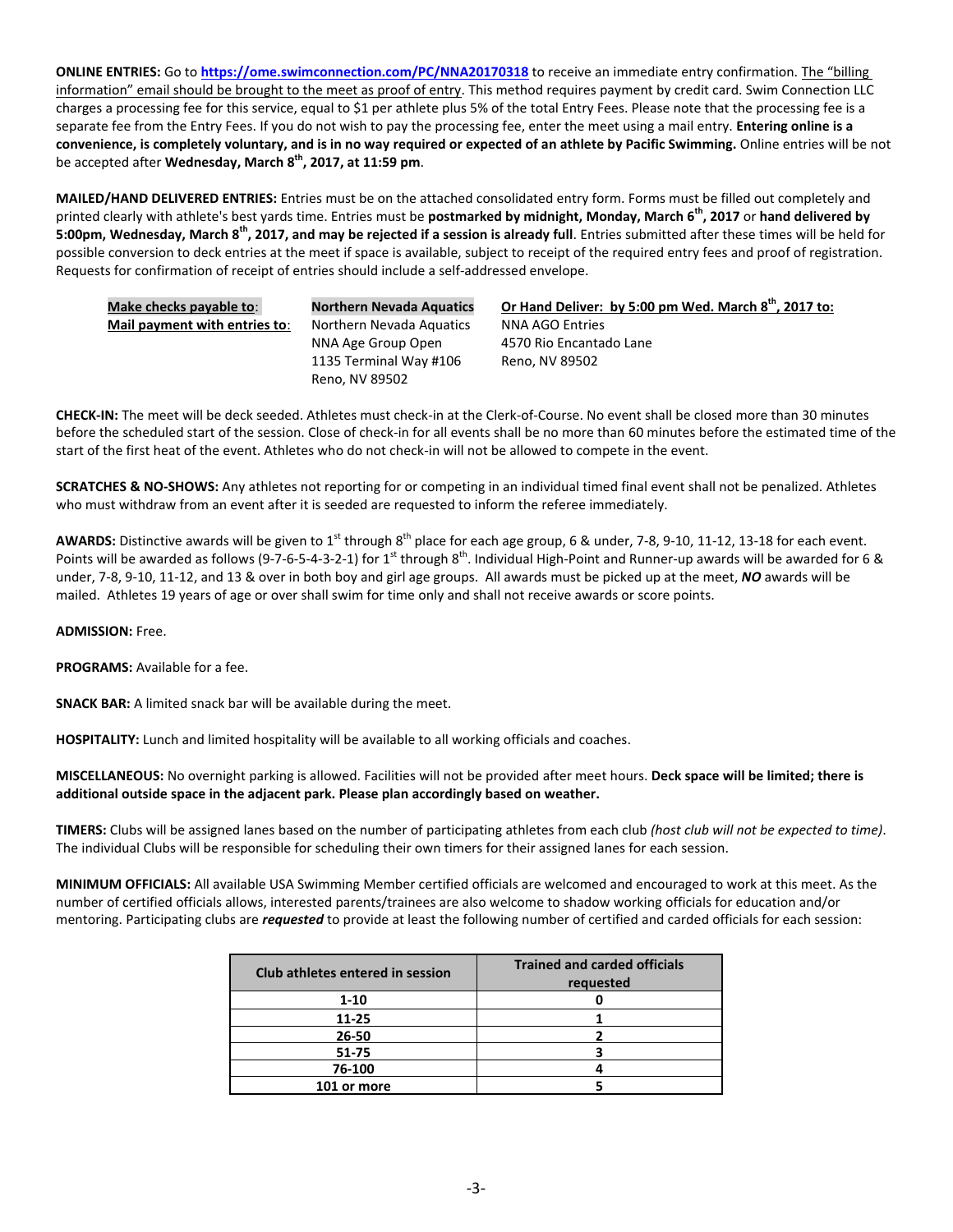**ONLINE ENTRIES:** Go to **https://ome.swimconnection.com/PC/NNA20170318** to receive an immediate entry confirmation. The "billing information" email should be brought to the meet as proof of entry. This method requires payment by credit card. Swim Connection LLC charges a processing fee for this service, equal to $1 per athlete plus 5% of the total Entry Fees. Please note that the processing fee is a separate fee from the Entry Fees. If you do not wish to pay the processing fee, enter the meet using a mail entry. **Entering online is a convenience, is completely voluntary, and is in no way required or expected of an athlete by Pacific Swimming.** Online entries will be not be accepted after **Wednesday, March 8th, 2017, at 11:59 pm**.

**MAILED/HAND DELIVERED ENTRIES:** Entries must be on the attached consolidated entry form. Forms must be filled out completely and printed clearly with athlete's best yards time. Entries must be **postmarked by midnight, Monday, March 6th, 2017** or **hand delivered by 5:00pm, Wednesday, March 8th, 2017, and may be rejected if a session is already full**. Entries submitted after these times will be held for possible conversion to deck entries at the meet if space is available, subject to receipt of the required entry fees and proof of registration. Requests for confirmation of receipt of entries should include a self-addressed envelope.

| **Make checks payable to**: | **Northern Nevada Aquatics** | **Or Hand Deliver: by 5:00 pm Wed. March 8th, 2017 to:** |
|---|---|---|
| **Mail payment with entries to**: | Northern Nevada Aquatics<br>NNA Age Group Open<br>1135 Terminal Way #106<br>Reno, NV 89502 | NNA AGO Entries<br>4570 Rio Encantado Lane<br>Reno, NV 89502 |

**CHECK-IN:** The meet will be deck seeded. Athletes must check-in at the Clerk-of-Course. No event shall be closed more than 30 minutes before the scheduled start of the session. Close of check-in for all events shall be no more than 60 minutes before the estimated time of the start of the first heat of the event. Athletes who do not check-in will not be allowed to compete in the event.

**SCRATCHES & NO-SHOWS:** Any athletes not reporting for or competing in an individual timed final event shall not be penalized. Athletes who must withdraw from an event after it is seeded are requested to inform the referee immediately.

**AWARDS:** Distinctive awards will be given to 1st through 8th place for each age group, 6 & under, 7-8, 9-10, 11-12, 13-18 for each event. Points will be awarded as follows (9-7-6-5-4-3-2-1) for 1st through 8th. Individual High-Point and Runner-up awards will be awarded for 6 & under, 7-8, 9-10, 11-12, and 13 & over in both boy and girl age groups. All awards must be picked up at the meet, ***NO*** awards will be mailed. Athletes 19 years of age or over shall swim for time only and shall not receive awards or score points.

**ADMISSION:** Free.

**PROGRAMS:** Available for a fee.

**SNACK BAR:** A limited snack bar will be available during the meet.

**HOSPITALITY:** Lunch and limited hospitality will be available to all working officials and coaches.

**MISCELLANEOUS:** No overnight parking is allowed. Facilities will not be provided after meet hours. **Deck space will be limited; there is additional outside space in the adjacent park. Please plan accordingly based on weather.**

**TIMERS:** Clubs will be assigned lanes based on the number of participating athletes from each club *(host club will not be expected to time)*. The individual Clubs will be responsible for scheduling their own timers for their assigned lanes for each session.

**MINIMUM OFFICIALS:** All available USA Swimming Member certified officials are welcomed and encouraged to work at this meet. As the number of certified officials allows, interested parents/trainees are also welcome to shadow working officials for education and/or mentoring. Participating clubs are ***requested*** to provide at least the following number of certified and carded officials for each session:

| Club athletes entered in session | Trained and carded officials requested |
|---|---|
| 1-10 | 0 |
| 11-25 | 1 |
| 26-50 | 2 |
| 51-75 | 3 |
| 76-100 | 4 |
| 101 or more | 5 |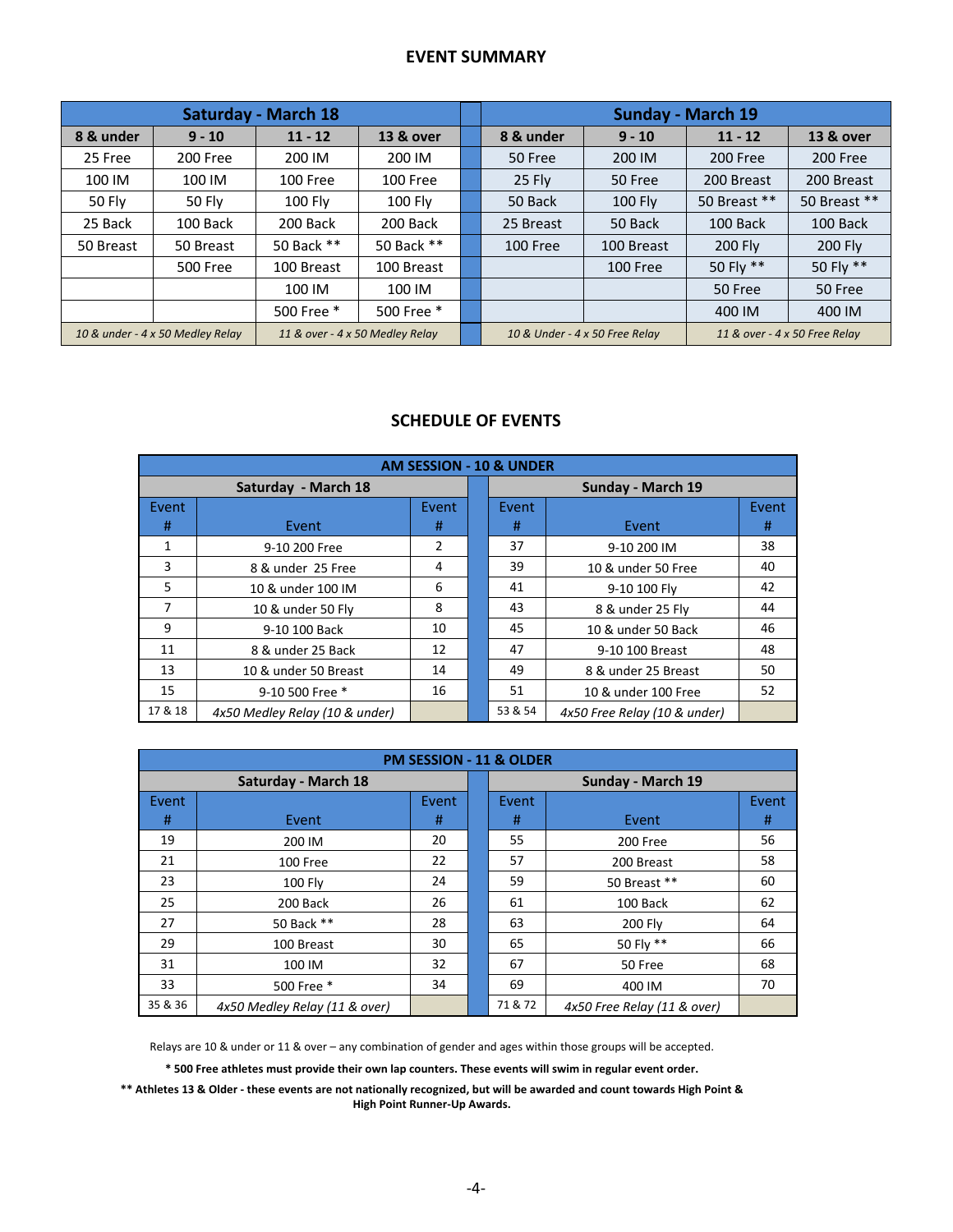## EVENT SUMMARY

| Saturday - March 18 | | | | | Sunday - March 19 | | | |
|---|---|---|---|---|---|---|---|---|
| 8 & under | 9 - 10 | 11 - 12 | 13 & over | | 8 & under | 9 - 10 | 11 - 12 | 13 & over |
| 25 Free | 200 Free | 200 IM | 200 IM | | 50 Free | 200 IM | 200 Free | 200 Free |
| 100 IM | 100 IM | 100 Free | 100 Free | | 25 Fly | 50 Free | 200 Breast | 200 Breast |
| 50 Fly | 50 Fly | 100 Fly | 100 Fly | | 50 Back | 100 Fly | 50 Breast ** | 50 Breast ** |
| 25 Back | 100 Back | 200 Back | 200 Back | | 25 Breast | 50 Back | 100 Back | 100 Back |
| 50 Breast | 50 Breast | 50 Back ** | 50 Back ** | | 100 Free | 100 Breast | 200 Fly | 200 Fly |
| | 500 Free | 100 Breast | 100 Breast | | | 100 Free | 50 Fly ** | 50 Fly ** |
| | | 100 IM | 100 IM | | | | 50 Free | 50 Free |
| | | 500 Free * | 500 Free * | | | | 400 IM | 400 IM |
| *10 & under - 4 x 50 Medley Relay* | | *11 & over - 4 x 50 Medley Relay* | | | *10 & Under - 4 x 50 Free Relay* | | *11 & over - 4 x 50 Free Relay* | |

## SCHEDULE OF EVENTS

| AM SESSION - 10 & UNDER | | | | | | |
|---|---|---|---|---|---|---|
| Saturday - March 18 | | | | Sunday - March 19 | | |
| Event # | Event | Event # | | Event # | Event | Event # |
| 1 | 9-10 200 Free | 2 | | 37 | 9-10 200 IM | 38 |
| 3 | 8 & under 25 Free | 4 | | 39 | 10 & under 50 Free | 40 |
| 5 | 10 & under 100 IM | 6 | | 41 | 9-10 100 Fly | 42 |
| 7 | 10 & under 50 Fly | 8 | | 43 | 8 & under 25 Fly | 44 |
| 9 | 9-10 100 Back | 10 | | 45 | 10 & under 50 Back | 46 |
| 11 | 8 & under 25 Back | 12 | | 47 | 9-10 100 Breast | 48 |
| 13 | 10 & under 50 Breast | 14 | | 49 | 8 & under 25 Breast | 50 |
| 15 | 9-10 500 Free * | 16 | | 51 | 10 & under 100 Free | 52 |
| 17 & 18 | *4x50 Medley Relay (10 & under)* | | | 53 & 54 | *4x50 Free Relay (10 & under)* | |

| PM SESSION - 11 & OLDER | | | | | | |
|---|---|---|---|---|---|---|
| Saturday - March 18 | | | | Sunday - March 19 | | |
| Event # | Event | Event # | | Event # | Event | Event # |
| 19 | 200 IM | 20 | | 55 | 200 Free | 56 |
| 21 | 100 Free | 22 | | 57 | 200 Breast | 58 |
| 23 | 100 Fly | 24 | | 59 | 50 Breast ** | 60 |
| 25 | 200 Back | 26 | | 61 | 100 Back | 62 |
| 27 | 50 Back ** | 28 | | 63 | 200 Fly | 64 |
| 29 | 100 Breast | 30 | | 65 | 50 Fly ** | 66 |
| 31 | 100 IM | 32 | | 67 | 50 Free | 68 |
| 33 | 500 Free * | 34 | | 69 | 400 IM | 70 |
| 35 & 36 | *4x50 Medley Relay (11 & over)* | | | 71 & 72 | *4x50 Free Relay (11 & over)* | |

Relays are 10 & under or 11 & over – any combination of gender and ages within those groups will be accepted.

**\* 500 Free athletes must provide their own lap counters. These events will swim in regular event order.**

**\*\* Athletes 13 & Older - these events are not nationally recognized, but will be awarded and count towards High Point & High Point Runner-Up Awards.**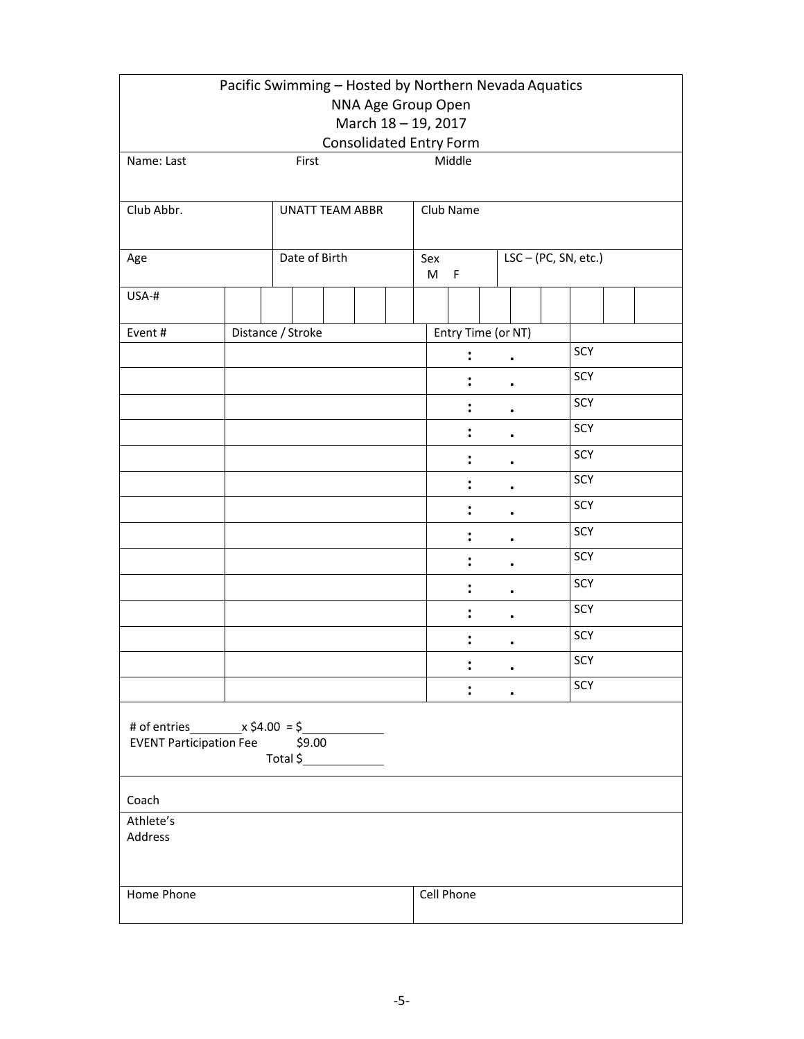# Pacific Swimming – Hosted by Northern Nevada Aquatics

## NNA Age Group Open

### March 18 – 19, 2017

### Consolidated Entry Form

| Name: Last | First | Middle |
|---|---|---|
| | | |

| Club Abbr. | UNATT TEAM ABBR | Club Name |
|---|---|---|
| | | |

| Age | Date of Birth | Sex M F | LSC – (PC, SN, etc.) |
|---|---|---|---|
| | | | |

| USA-# | | | | | | | | | | | | | | |
|---|---|---|---|---|---|---|---|---|---|---|---|---|---|---|

| Event # | Distance / Stroke | Entry Time (or NT) | |
|---|---|---|---|
| | | : . | SCY |
| | | : . | SCY |
| | | : . | SCY |
| | | : . | SCY |
| | | : . | SCY |
| | | : . | SCY |
| | | : . | SCY |
| | | : . | SCY |
| | | : . | SCY |
| | | : . | SCY |
| | | : . | SCY |
| | | : . | SCY |
| | | : . | SCY |
| | | : . | SCY |

# of entries________ x $4.00 = $____________

EVENT Participation Fee $9.00

Total $____________

Coach

Athlete's Address

| Home Phone | Cell Phone |
|---|---|
| | |